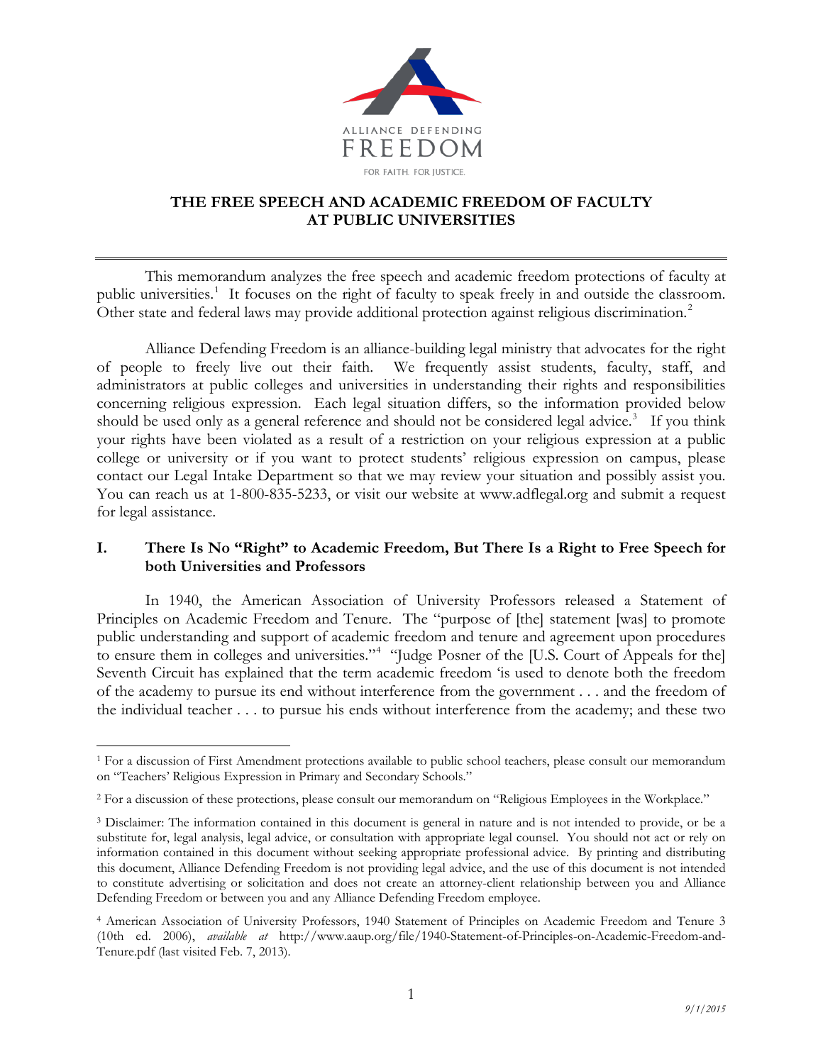ALLIANCE DEFENDING FREEDOM

FOR FAITH. FOR JUSTICE.

# THE FREE SPEECH AND ACADEMIC FREEDOM OF FACULTY AT PUBLIC UNIVERSITIES

This memorandum analyzes the free speech and academic freedom protections of faculty at public universities.[1] It focuses on the right of faculty to speak freely in and outside the classroom. Other state and federal laws may provide additional protection against religious discrimination.[2]

Alliance Defending Freedom is an alliance-building legal ministry that advocates for the right of people to freely live out their faith. We frequently assist students, faculty, staff, and administrators at public colleges and universities in understanding their rights and responsibilities concerning religious expression. Each legal situation differs, so the information provided below should be used only as a general reference and should not be considered legal advice.[3] If you think your rights have been violated as a result of a restriction on your religious expression at a public college or university or if you want to protect students' religious expression on campus, please contact our Legal Intake Department so that we may review your situation and possibly assist you. You can reach us at 1-800-835-5233, or visit our website at www.adflegal.org and submit a request for legal assistance.

## I. There Is No "Right" to Academic Freedom, But There Is a Right to Free Speech for both Universities and Professors

In 1940, the American Association of University Professors released a Statement of Principles on Academic Freedom and Tenure. The "purpose of [the] statement [was] to promote public understanding and support of academic freedom and tenure and agreement upon procedures to ensure them in colleges and universities."[4] "Judge Posner of the [U.S. Court of Appeals for the] Seventh Circuit has explained that the term academic freedom 'is used to denote both the freedom of the academy to pursue its end without interference from the government . . . and the freedom of the individual teacher . . . to pursue his ends without interference from the academy; and these two

---

[1] For a discussion of First Amendment protections available to public school teachers, please consult our memorandum on "Teachers' Religious Expression in Primary and Secondary Schools."

[2] For a discussion of these protections, please consult our memorandum on "Religious Employees in the Workplace."

[3] Disclaimer: The information contained in this document is general in nature and is not intended to provide, or be a substitute for, legal analysis, legal advice, or consultation with appropriate legal counsel. You should not act or rely on information contained in this document without seeking appropriate professional advice. By printing and distributing this document, Alliance Defending Freedom is not providing legal advice, and the use of this document is not intended to constitute advertising or solicitation and does not create an attorney-client relationship between you and Alliance Defending Freedom or between you and any Alliance Defending Freedom employee.

[4] American Association of University Professors, 1940 Statement of Principles on Academic Freedom and Tenure 3 (10th ed. 2006), *available at* http://www.aaup.org/file/1940-Statement-of-Principles-on-Academic-Freedom-and-Tenure.pdf (last visited Feb. 7, 2013).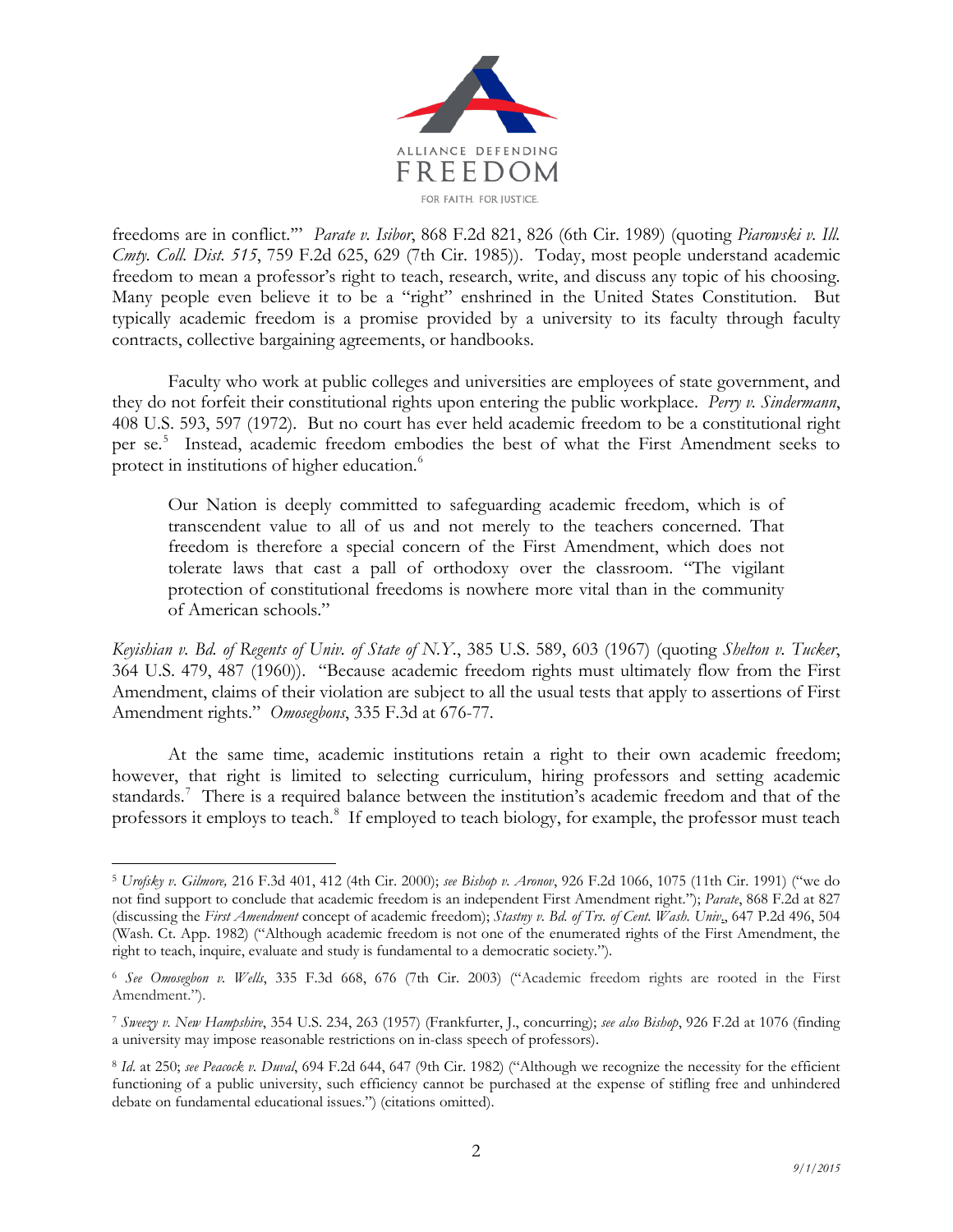freedoms are in conflict.'" *Parate v. Isibor*, 868 F.2d 821, 826 (6th Cir. 1989) (quoting *Piarowski v. Ill. Cmty. Coll. Dist. 515*, 759 F.2d 625, 629 (7th Cir. 1985)). Today, most people understand academic freedom to mean a professor's right to teach, research, write, and discuss any topic of his choosing. Many people even believe it to be a "right" enshrined in the United States Constitution. But typically academic freedom is a promise provided by a university to its faculty through faculty contracts, collective bargaining agreements, or handbooks.

Faculty who work at public colleges and universities are employees of state government, and they do not forfeit their constitutional rights upon entering the public workplace. *Perry v. Sindermann*, 408 U.S. 593, 597 (1972). But no court has ever held academic freedom to be a constitutional right per se.[5] Instead, academic freedom embodies the best of what the First Amendment seeks to protect in institutions of higher education.[6]

> Our Nation is deeply committed to safeguarding academic freedom, which is of transcendent value to all of us and not merely to the teachers concerned. That freedom is therefore a special concern of the First Amendment, which does not tolerate laws that cast a pall of orthodoxy over the classroom. "The vigilant protection of constitutional freedoms is nowhere more vital than in the community of American schools."

*Keyishian v. Bd. of Regents of Univ. of State of N.Y.*, 385 U.S. 589, 603 (1967) (quoting *Shelton v. Tucker*, 364 U.S. 479, 487 (1960)). "Because academic freedom rights must ultimately flow from the First Amendment, claims of their violation are subject to all the usual tests that apply to assertions of First Amendment rights." *Omoseghons*, 335 F.3d at 676-77.

At the same time, academic institutions retain a right to their own academic freedom; however, that right is limited to selecting curriculum, hiring professors and setting academic standards.[7] There is a required balance between the institution's academic freedom and that of the professors it employs to teach.[8] If employed to teach biology, for example, the professor must teach

---

[5] *Urofsky v. Gilmore,* 216 F.3d 401, 412 (4th Cir. 2000); *see Bishop v. Aronov*, 926 F.2d 1066, 1075 (11th Cir. 1991) ("we do not find support to conclude that academic freedom is an independent First Amendment right."); *Parate*, 868 F.2d at 827 (discussing the *First Amendment* concept of academic freedom); *Stastny v. Bd. of Trs. of Cent. Wash. Univ.*, 647 P.2d 496, 504 (Wash. Ct. App. 1982) ("Although academic freedom is not one of the enumerated rights of the First Amendment, the right to teach, inquire, evaluate and study is fundamental to a democratic society.").

[6] *See Omoseghon v. Wells*, 335 F.3d 668, 676 (7th Cir. 2003) ("Academic freedom rights are rooted in the First Amendment.").

[7] *Sweezy v. New Hampshire*, 354 U.S. 234, 263 (1957) (Frankfurter, J., concurring); *see also Bishop*, 926 F.2d at 1076 (finding a university may impose reasonable restrictions on in-class speech of professors).

[8] *Id.* at 250; *see Peacock v. Duval*, 694 F.2d 644, 647 (9th Cir. 1982) ("Although we recognize the necessity for the efficient functioning of a public university, such efficiency cannot be purchased at the expense of stifling free and unhindered debate on fundamental educational issues.") (citations omitted).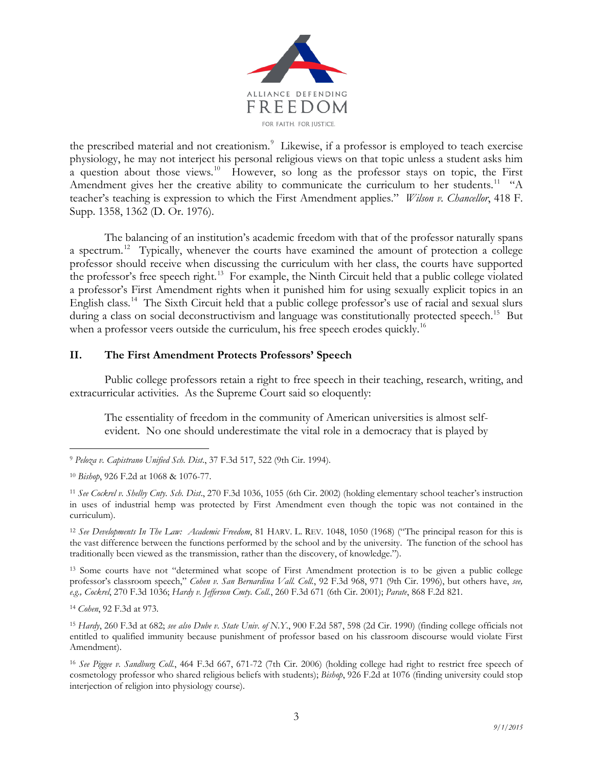the prescribed material and not creationism.[9] Likewise, if a professor is employed to teach exercise physiology, he may not interject his personal religious views on that topic unless a student asks him a question about those views.[10] However, so long as the professor stays on topic, the First Amendment gives her the creative ability to communicate the curriculum to her students.[11] "A teacher's teaching is expression to which the First Amendment applies." *Wilson v. Chancellor*, 418 F. Supp. 1358, 1362 (D. Or. 1976).

The balancing of an institution's academic freedom with that of the professor naturally spans a spectrum.[12] Typically, whenever the courts have examined the amount of protection a college professor should receive when discussing the curriculum with her class, the courts have supported the professor's free speech right.[13] For example, the Ninth Circuit held that a public college violated a professor's First Amendment rights when it punished him for using sexually explicit topics in an English class.[14] The Sixth Circuit held that a public college professor's use of racial and sexual slurs during a class on social deconstructivism and language was constitutionally protected speech.[15] But when a professor veers outside the curriculum, his free speech erodes quickly.[16]

## II. The First Amendment Protects Professors' Speech

Public college professors retain a right to free speech in their teaching, research, writing, and extracurricular activities. As the Supreme Court said so eloquently:

> The essentiality of freedom in the community of American universities is almost self-evident. No one should underestimate the vital role in a democracy that is played by

---

[9] *Peloza v. Capistrano Unified Sch. Dist.*, 37 F.3d 517, 522 (9th Cir. 1994).

[10] *Bishop*, 926 F.2d at 1068 & 1076-77.

[11] *See Cockrel v. Shelby Cnty. Sch. Dist.*, 270 F.3d 1036, 1055 (6th Cir. 2002) (holding elementary school teacher's instruction in uses of industrial hemp was protected by First Amendment even though the topic was not contained in the curriculum).

[12] *See Developments In The Law: Academic Freedom*, 81 HARV. L. REV. 1048, 1050 (1968) ("The principal reason for this is the vast difference between the functions performed by the school and by the university. The function of the school has traditionally been viewed as the transmission, rather than the discovery, of knowledge.").

[13] Some courts have not "determined what scope of First Amendment protection is to be given a public college professor's classroom speech," *Cohen v. San Bernardina Vall. Coll.*, 92 F.3d 968, 971 (9th Cir. 1996), but others have, *see, e.g., Cockrel*, 270 F.3d 1036; *Hardy v. Jefferson Cmty. Coll.*, 260 F.3d 671 (6th Cir. 2001); *Parate*, 868 F.2d 821.

[14] *Cohen*, 92 F.3d at 973.

[15] *Hardy*, 260 F.3d at 682; *see also Dube v. State Univ. of N.Y.*, 900 F.2d 587, 598 (2d Cir. 1990) (finding college officials not entitled to qualified immunity because punishment of professor based on his classroom discourse would violate First Amendment).

[16] *See Piggee v. Sandburg Coll.*, 464 F.3d 667, 671-72 (7th Cir. 2006) (holding college had right to restrict free speech of cosmetology professor who shared religious beliefs with students); *Bishop*, 926 F.2d at 1076 (finding university could stop interjection of religion into physiology course).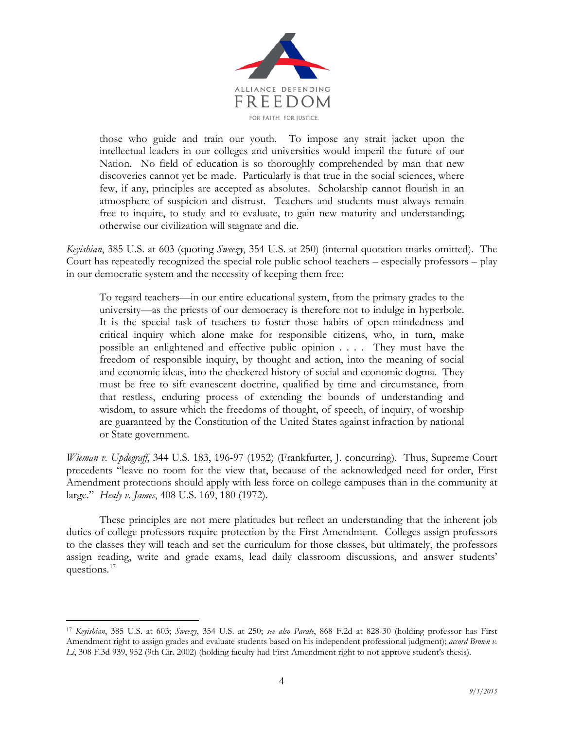> those who guide and train our youth. To impose any strait jacket upon the intellectual leaders in our colleges and universities would imperil the future of our Nation. No field of education is so thoroughly comprehended by man that new discoveries cannot yet be made. Particularly is that true in the social sciences, where few, if any, principles are accepted as absolutes. Scholarship cannot flourish in an atmosphere of suspicion and distrust. Teachers and students must always remain free to inquire, to study and to evaluate, to gain new maturity and understanding; otherwise our civilization will stagnate and die.

*Keyishian*, 385 U.S. at 603 (quoting *Sweezy*, 354 U.S. at 250) (internal quotation marks omitted). The Court has repeatedly recognized the special role public school teachers – especially professors – play in our democratic system and the necessity of keeping them free:

> To regard teachers—in our entire educational system, from the primary grades to the university—as the priests of our democracy is therefore not to indulge in hyperbole. It is the special task of teachers to foster those habits of open-mindedness and critical inquiry which alone make for responsible citizens, who, in turn, make possible an enlightened and effective public opinion . . . . They must have the freedom of responsible inquiry, by thought and action, into the meaning of social and economic ideas, into the checkered history of social and economic dogma. They must be free to sift evanescent doctrine, qualified by time and circumstance, from that restless, enduring process of extending the bounds of understanding and wisdom, to assure which the freedoms of thought, of speech, of inquiry, of worship are guaranteed by the Constitution of the United States against infraction by national or State government.

*Wieman v. Updegraff*, 344 U.S. 183, 196-97 (1952) (Frankfurter, J. concurring). Thus, Supreme Court precedents "leave no room for the view that, because of the acknowledged need for order, First Amendment protections should apply with less force on college campuses than in the community at large." *Healy v. James*, 408 U.S. 169, 180 (1972).

These principles are not mere platitudes but reflect an understanding that the inherent job duties of college professors require protection by the First Amendment. Colleges assign professors to the classes they will teach and set the curriculum for those classes, but ultimately, the professors assign reading, write and grade exams, lead daily classroom discussions, and answer students' questions.[17]

---

[17] *Keyishian*, 385 U.S. at 603; *Sweezy*, 354 U.S. at 250; *see also Parate*, 868 F.2d at 828-30 (holding professor has First Amendment right to assign grades and evaluate students based on his independent professional judgment); *accord Brown v. Li*, 308 F.3d 939, 952 (9th Cir. 2002) (holding faculty had First Amendment right to not approve student's thesis).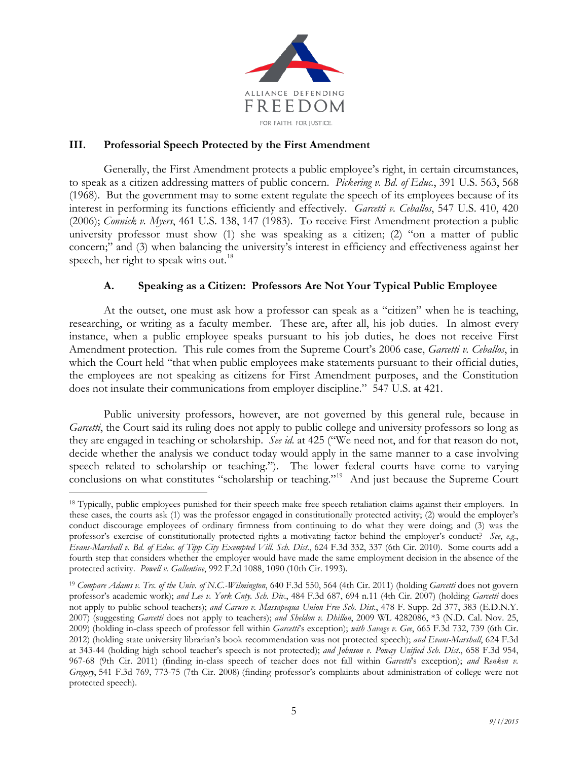### III. Professorial Speech Protected by the First Amendment

Generally, the First Amendment protects a public employee's right, in certain circumstances, to speak as a citizen addressing matters of public concern. *Pickering v. Bd. of Educ.*, 391 U.S. 563, 568 (1968). But the government may to some extent regulate the speech of its employees because of its interest in performing its functions efficiently and effectively. *Garcetti v. Ceballos*, 547 U.S. 410, 420 (2006); *Connick v. Myers*, 461 U.S. 138, 147 (1983). To receive First Amendment protection a public university professor must show (1) she was speaking as a citizen; (2) "on a matter of public concern;" and (3) when balancing the university's interest in efficiency and effectiveness against her speech, her right to speak wins out.[18]

#### A. Speaking as a Citizen: Professors Are Not Your Typical Public Employee

At the outset, one must ask how a professor can speak as a "citizen" when he is teaching, researching, or writing as a faculty member. These are, after all, his job duties. In almost every instance, when a public employee speaks pursuant to his job duties, he does not receive First Amendment protection. This rule comes from the Supreme Court's 2006 case, *Garcetti v. Ceballos*, in which the Court held "that when public employees make statements pursuant to their official duties, the employees are not speaking as citizens for First Amendment purposes, and the Constitution does not insulate their communications from employer discipline." 547 U.S. at 421.

Public university professors, however, are not governed by this general rule, because in *Garcetti*, the Court said its ruling does not apply to public college and university professors so long as they are engaged in teaching or scholarship. *See id.* at 425 ("We need not, and for that reason do not, decide whether the analysis we conduct today would apply in the same manner to a case involving speech related to scholarship or teaching."). The lower federal courts have come to varying conclusions on what constitutes "scholarship or teaching."[19] And just because the Supreme Court

---

[18] Typically, public employees punished for their speech make free speech retaliation claims against their employers. In these cases, the courts ask (1) was the professor engaged in constitutionally protected activity; (2) would the employer's conduct discourage employees of ordinary firmness from continuing to do what they were doing; and (3) was the professor's exercise of constitutionally protected rights a motivating factor behind the employer's conduct? *See*, *e.g.*, *Evans-Marshall v. Bd. of Educ. of Tipp City Exempted Vill. Sch. Dist.*, 624 F.3d 332, 337 (6th Cir. 2010). Some courts add a fourth step that considers whether the employer would have made the same employment decision in the absence of the protected activity. *Powell v. Gallentine*, 992 F.2d 1088, 1090 (10th Cir. 1993).

[19] *Compare Adams v. Trs. of the Univ. of N.C.-Wilmington*, 640 F.3d 550, 564 (4th Cir. 2011) (holding *Garcetti* does not govern professor's academic work); *and Lee v. York Cnty. Sch. Div.*, 484 F.3d 687, 694 n.11 (4th Cir. 2007) (holding *Garcetti* does not apply to public school teachers); *and Caruso v. Massapequa Union Free Sch. Dist.*, 478 F. Supp. 2d 377, 383 (E.D.N.Y. 2007) (suggesting *Garcetti* does not apply to teachers); *and Sheldon v. Dhillon*, 2009 WL 4282086, *3 (N.D. Cal. Nov. 25, 2009) (holding in-class speech of professor fell within *Garcetti*'s exception); *with Savage v. Gee*, 665 F.3d 732, 739 (6th Cir. 2012) (holding state university librarian's book recommendation was not protected speech); *and Evans-Marshall*, 624 F.3d at 343-44 (holding high school teacher's speech is not protected); *and Johnson v. Poway Unified Sch. Dist.*, 658 F.3d 954, 967-68 (9th Cir. 2011) (finding in-class speech of teacher does not fall within *Garcetti*'s exception); *and Renken v. Gregory*, 541 F.3d 769, 773-75 (7th Cir. 2008) (finding professor's complaints about administration of college were not protected speech).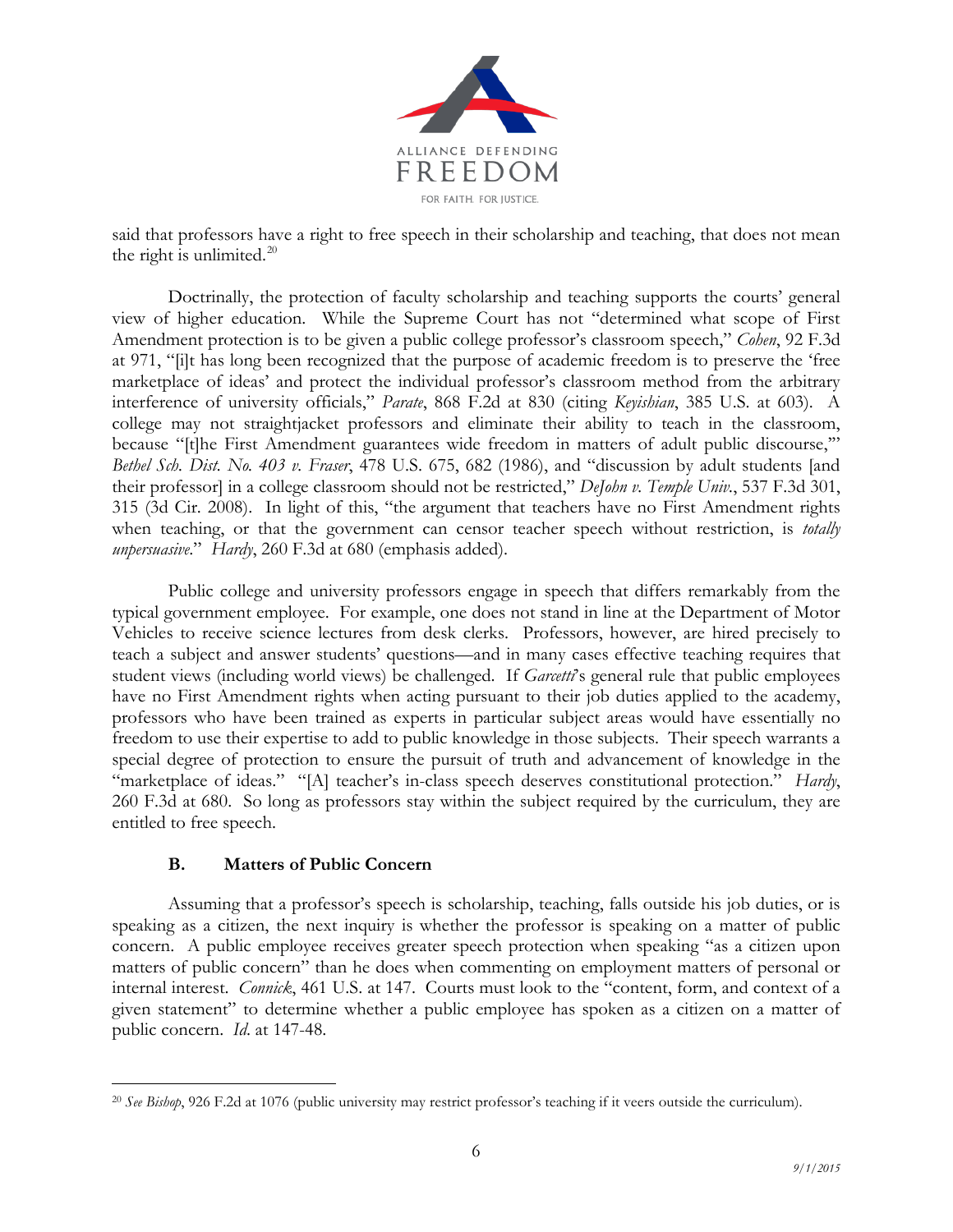said that professors have a right to free speech in their scholarship and teaching, that does not mean the right is unlimited.[20]

Doctrinally, the protection of faculty scholarship and teaching supports the courts' general view of higher education. While the Supreme Court has not "determined what scope of First Amendment protection is to be given a public college professor's classroom speech," *Cohen*, 92 F.3d at 971, "[i]t has long been recognized that the purpose of academic freedom is to preserve the 'free marketplace of ideas' and protect the individual professor's classroom method from the arbitrary interference of university officials," *Parate*, 868 F.2d at 830 (citing *Keyishian*, 385 U.S. at 603). A college may not straightjacket professors and eliminate their ability to teach in the classroom, because "[t]he First Amendment guarantees wide freedom in matters of adult public discourse,'" *Bethel Sch. Dist. No. 403 v. Fraser*, 478 U.S. 675, 682 (1986), and "discussion by adult students [and their professor] in a college classroom should not be restricted," *DeJohn v. Temple Univ.*, 537 F.3d 301, 315 (3d Cir. 2008). In light of this, "the argument that teachers have no First Amendment rights when teaching, or that the government can censor teacher speech without restriction, is *totally unpersuasive*." *Hardy*, 260 F.3d at 680 (emphasis added).

Public college and university professors engage in speech that differs remarkably from the typical government employee. For example, one does not stand in line at the Department of Motor Vehicles to receive science lectures from desk clerks. Professors, however, are hired precisely to teach a subject and answer students' questions—and in many cases effective teaching requires that student views (including world views) be challenged. If *Garcetti*'s general rule that public employees have no First Amendment rights when acting pursuant to their job duties applied to the academy, professors who have been trained as experts in particular subject areas would have essentially no freedom to use their expertise to add to public knowledge in those subjects. Their speech warrants a special degree of protection to ensure the pursuit of truth and advancement of knowledge in the "marketplace of ideas." "[A] teacher's in-class speech deserves constitutional protection." *Hardy*, 260 F.3d at 680. So long as professors stay within the subject required by the curriculum, they are entitled to free speech.

### B. Matters of Public Concern

Assuming that a professor's speech is scholarship, teaching, falls outside his job duties, or is speaking as a citizen, the next inquiry is whether the professor is speaking on a matter of public concern. A public employee receives greater speech protection when speaking "as a citizen upon matters of public concern" than he does when commenting on employment matters of personal or internal interest. *Connick*, 461 U.S. at 147. Courts must look to the "content, form, and context of a given statement" to determine whether a public employee has spoken as a citizen on a matter of public concern. *Id.* at 147-48.

[20] *See Bishop*, 926 F.2d at 1076 (public university may restrict professor's teaching if it veers outside the curriculum).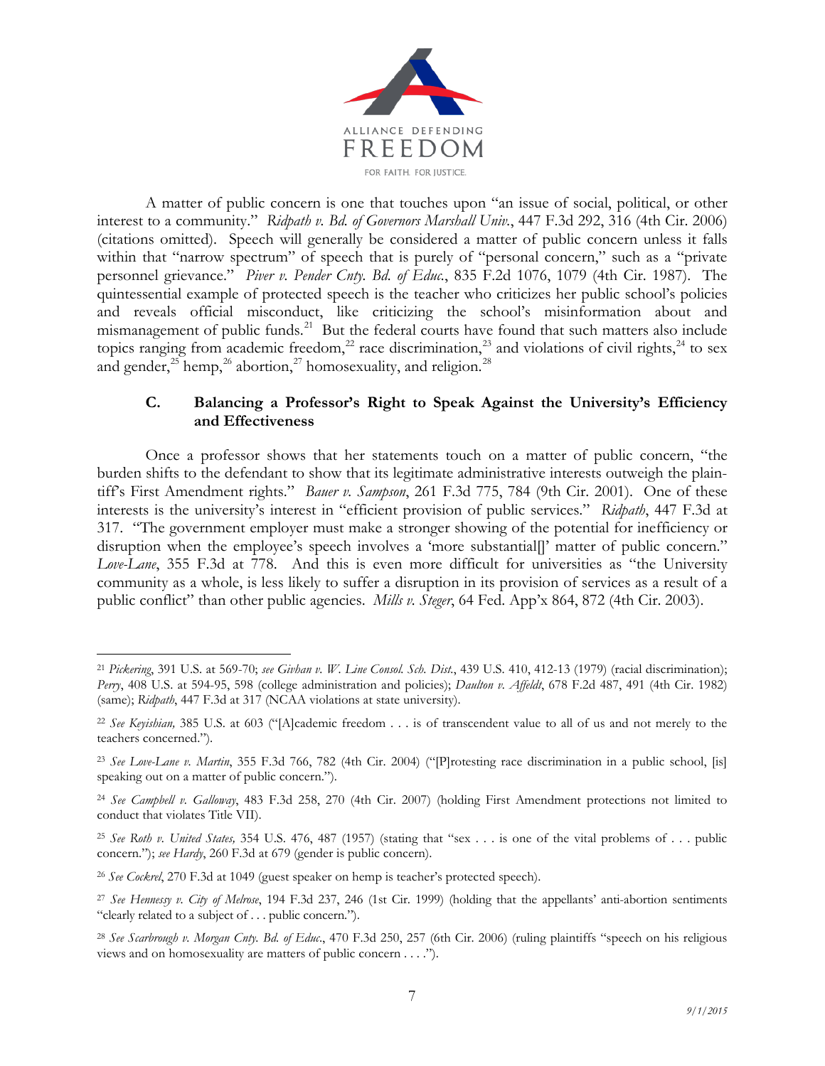A matter of public concern is one that touches upon "an issue of social, political, or other interest to a community." *Ridpath v. Bd. of Governors Marshall Univ.*, 447 F.3d 292, 316 (4th Cir. 2006) (citations omitted). Speech will generally be considered a matter of public concern unless it falls within that "narrow spectrum" of speech that is purely of "personal concern," such as a "private personnel grievance." *Piver v. Pender Cnty. Bd. of Educ.*, 835 F.2d 1076, 1079 (4th Cir. 1987). The quintessential example of protected speech is the teacher who criticizes her public school's policies and reveals official misconduct, like criticizing the school's misinformation about and mismanagement of public funds.[21] But the federal courts have found that such matters also include topics ranging from academic freedom,[22] race discrimination,[23] and violations of civil rights,[24] to sex and gender,[25] hemp,[26] abortion,[27] homosexuality, and religion.[28]

### C. Balancing a Professor's Right to Speak Against the University's Efficiency and Effectiveness

Once a professor shows that her statements touch on a matter of public concern, "the burden shifts to the defendant to show that its legitimate administrative interests outweigh the plaintiff's First Amendment rights." *Bauer v. Sampson*, 261 F.3d 775, 784 (9th Cir. 2001). One of these interests is the university's interest in "efficient provision of public services." *Ridpath*, 447 F.3d at 317. "The government employer must make a stronger showing of the potential for inefficiency or disruption when the employee's speech involves a 'more substantial[]' matter of public concern." *Love-Lane*, 355 F.3d at 778. And this is even more difficult for universities as "the University community as a whole, is less likely to suffer a disruption in its provision of services as a result of a public conflict" than other public agencies. *Mills v. Steger*, 64 Fed. App'x 864, 872 (4th Cir. 2003).

---

[21] *Pickering*, 391 U.S. at 569-70; *see Givhan v. W. Line Consol. Sch. Dist.*, 439 U.S. 410, 412-13 (1979) (racial discrimination); *Perry*, 408 U.S. at 594-95, 598 (college administration and policies); *Daulton v. Affeldt*, 678 F.2d 487, 491 (4th Cir. 1982) (same); *Ridpath*, 447 F.3d at 317 (NCAA violations at state university).

[22] *See Keyishian,* 385 U.S. at 603 ("[A]cademic freedom . . . is of transcendent value to all of us and not merely to the teachers concerned.").

[23] *See Love-Lane v. Martin*, 355 F.3d 766, 782 (4th Cir. 2004) ("[P]rotesting race discrimination in a public school, [is] speaking out on a matter of public concern.").

[24] *See Campbell v. Galloway*, 483 F.3d 258, 270 (4th Cir. 2007) (holding First Amendment protections not limited to conduct that violates Title VII).

[25] *See Roth v. United States,* 354 U.S. 476, 487 (1957) (stating that "sex . . . is one of the vital problems of . . . public concern."); *see Hardy*, 260 F.3d at 679 (gender is public concern).

[26] *See Cockrel*, 270 F.3d at 1049 (guest speaker on hemp is teacher's protected speech).

[27] *See Hennessy v. City of Melrose*, 194 F.3d 237, 246 (1st Cir. 1999) (holding that the appellants' anti-abortion sentiments "clearly related to a subject of . . . public concern.").

[28] *See Scarbrough v. Morgan Cnty. Bd. of Educ.*, 470 F.3d 250, 257 (6th Cir. 2006) (ruling plaintiffs "speech on his religious views and on homosexuality are matters of public concern . . . .").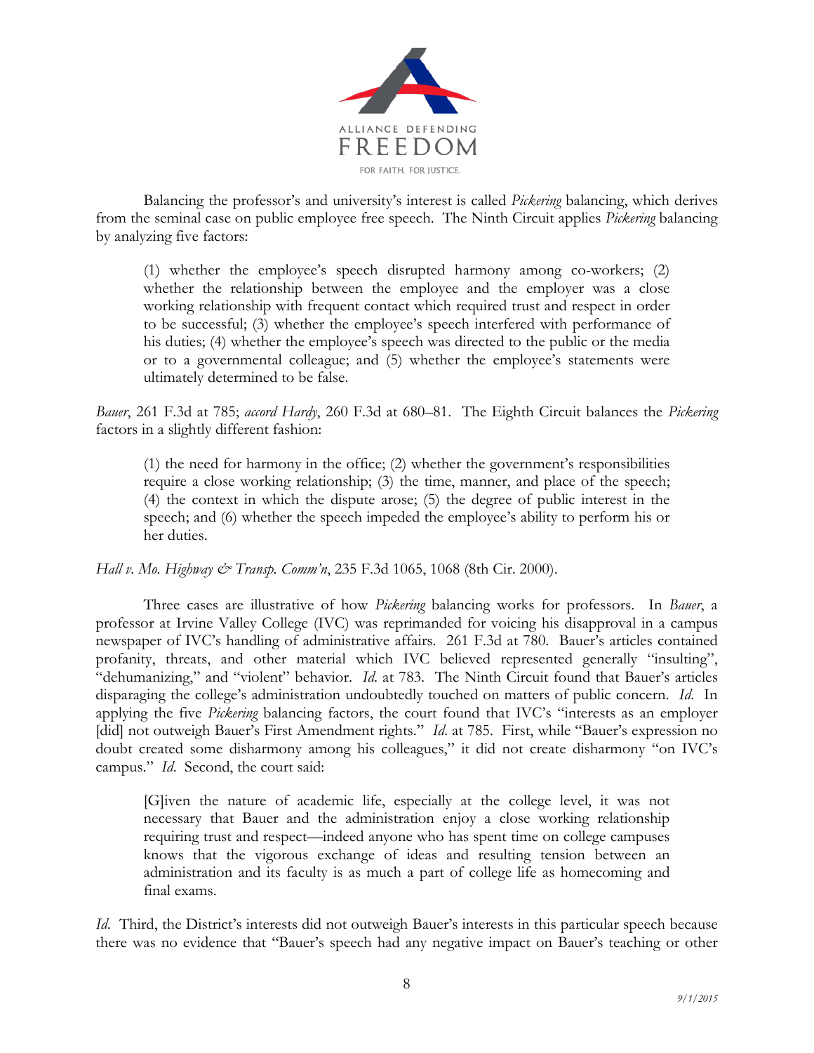Balancing the professor's and university's interest is called *Pickering* balancing, which derives from the seminal case on public employee free speech. The Ninth Circuit applies *Pickering* balancing by analyzing five factors:

> (1) whether the employee's speech disrupted harmony among co-workers; (2) whether the relationship between the employee and the employer was a close working relationship with frequent contact which required trust and respect in order to be successful; (3) whether the employee's speech interfered with performance of his duties; (4) whether the employee's speech was directed to the public or the media or to a governmental colleague; and (5) whether the employee's statements were ultimately determined to be false.

*Bauer*, 261 F.3d at 785; *accord Hardy*, 260 F.3d at 680–81. The Eighth Circuit balances the *Pickering* factors in a slightly different fashion:

> (1) the need for harmony in the office; (2) whether the government's responsibilities require a close working relationship; (3) the time, manner, and place of the speech; (4) the context in which the dispute arose; (5) the degree of public interest in the speech; and (6) whether the speech impeded the employee's ability to perform his or her duties.

*Hall v. Mo. Highway & Transp. Comm'n*, 235 F.3d 1065, 1068 (8th Cir. 2000).

Three cases are illustrative of how *Pickering* balancing works for professors. In *Bauer*, a professor at Irvine Valley College (IVC) was reprimanded for voicing his disapproval in a campus newspaper of IVC's handling of administrative affairs. 261 F.3d at 780. Bauer's articles contained profanity, threats, and other material which IVC believed represented generally "insulting", "dehumanizing," and "violent" behavior. *Id.* at 783. The Ninth Circuit found that Bauer's articles disparaging the college's administration undoubtedly touched on matters of public concern. *Id.* In applying the five *Pickering* balancing factors, the court found that IVC's "interests as an employer [did] not outweigh Bauer's First Amendment rights." *Id.* at 785. First, while "Bauer's expression no doubt created some disharmony among his colleagues," it did not create disharmony "on IVC's campus." *Id.* Second, the court said:

> [G]iven the nature of academic life, especially at the college level, it was not necessary that Bauer and the administration enjoy a close working relationship requiring trust and respect—indeed anyone who has spent time on college campuses knows that the vigorous exchange of ideas and resulting tension between an administration and its faculty is as much a part of college life as homecoming and final exams.

*Id.* Third, the District's interests did not outweigh Bauer's interests in this particular speech because there was no evidence that "Bauer's speech had any negative impact on Bauer's teaching or other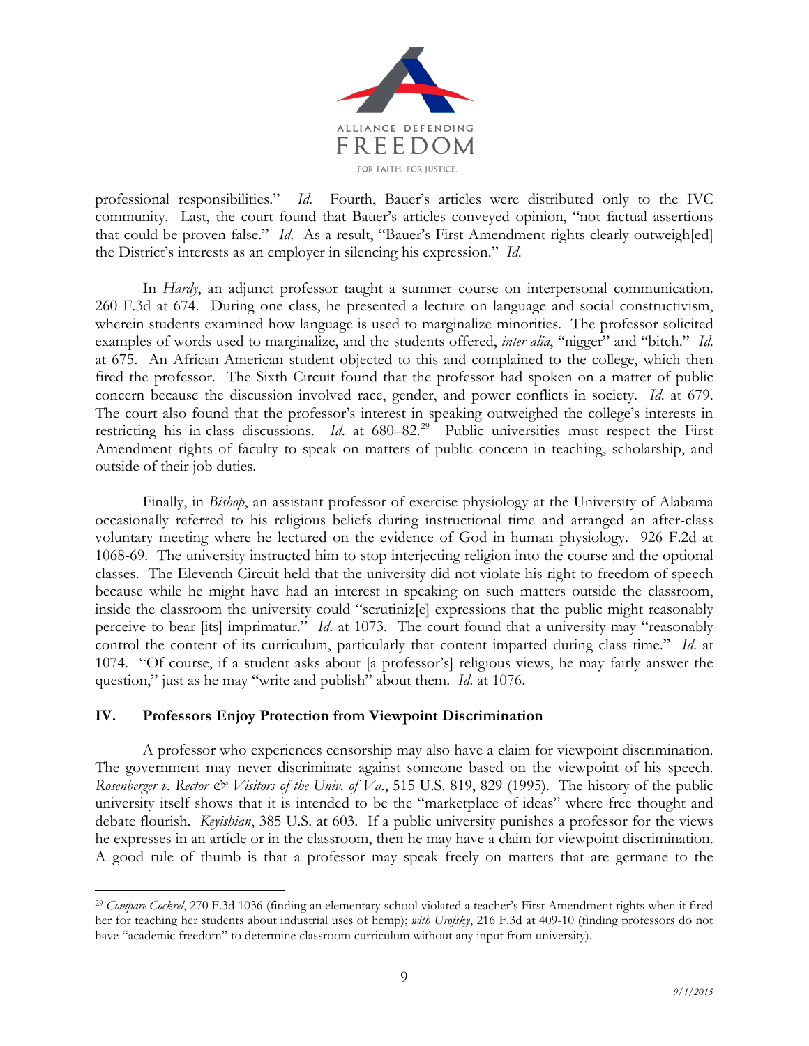professional responsibilities." *Id.* Fourth, Bauer's articles were distributed only to the IVC community. Last, the court found that Bauer's articles conveyed opinion, "not factual assertions that could be proven false." *Id.* As a result, "Bauer's First Amendment rights clearly outweigh[ed] the District's interests as an employer in silencing his expression." *Id.*

In *Hardy*, an adjunct professor taught a summer course on interpersonal communication. 260 F.3d at 674. During one class, he presented a lecture on language and social constructivism, wherein students examined how language is used to marginalize minorities. The professor solicited examples of words used to marginalize, and the students offered, *inter alia*, "nigger" and "bitch." *Id.* at 675. An African-American student objected to this and complained to the college, which then fired the professor. The Sixth Circuit found that the professor had spoken on a matter of public concern because the discussion involved race, gender, and power conflicts in society. *Id.* at 679. The court also found that the professor's interest in speaking outweighed the college's interests in restricting his in-class discussions. *Id.* at 680–82.[29] Public universities must respect the First Amendment rights of faculty to speak on matters of public concern in teaching, scholarship, and outside of their job duties.

Finally, in *Bishop*, an assistant professor of exercise physiology at the University of Alabama occasionally referred to his religious beliefs during instructional time and arranged an after-class voluntary meeting where he lectured on the evidence of God in human physiology. 926 F.2d at 1068-69. The university instructed him to stop interjecting religion into the course and the optional classes. The Eleventh Circuit held that the university did not violate his right to freedom of speech because while he might have had an interest in speaking on such matters outside the classroom, inside the classroom the university could "scrutiniz[e] expressions that the public might reasonably perceive to bear [its] imprimatur." *Id.* at 1073. The court found that a university may "reasonably control the content of its curriculum, particularly that content imparted during class time." *Id.* at 1074. "Of course, if a student asks about [a professor's] religious views, he may fairly answer the question," just as he may "write and publish" about them. *Id.* at 1076.

## IV. Professors Enjoy Protection from Viewpoint Discrimination

A professor who experiences censorship may also have a claim for viewpoint discrimination. The government may never discriminate against someone based on the viewpoint of his speech. *Rosenberger v. Rector & Visitors of the Univ. of Va.*, 515 U.S. 819, 829 (1995). The history of the public university itself shows that it is intended to be the "marketplace of ideas" where free thought and debate flourish. *Keyishian*, 385 U.S. at 603. If a public university punishes a professor for the views he expresses in an article or in the classroom, then he may have a claim for viewpoint discrimination. A good rule of thumb is that a professor may speak freely on matters that are germane to the

---

[29] *Compare Cockrel*, 270 F.3d 1036 (finding an elementary school violated a teacher's First Amendment rights when it fired her for teaching her students about industrial uses of hemp); *with Urofsky*, 216 F.3d at 409-10 (finding professors do not have "academic freedom" to determine classroom curriculum without any input from university).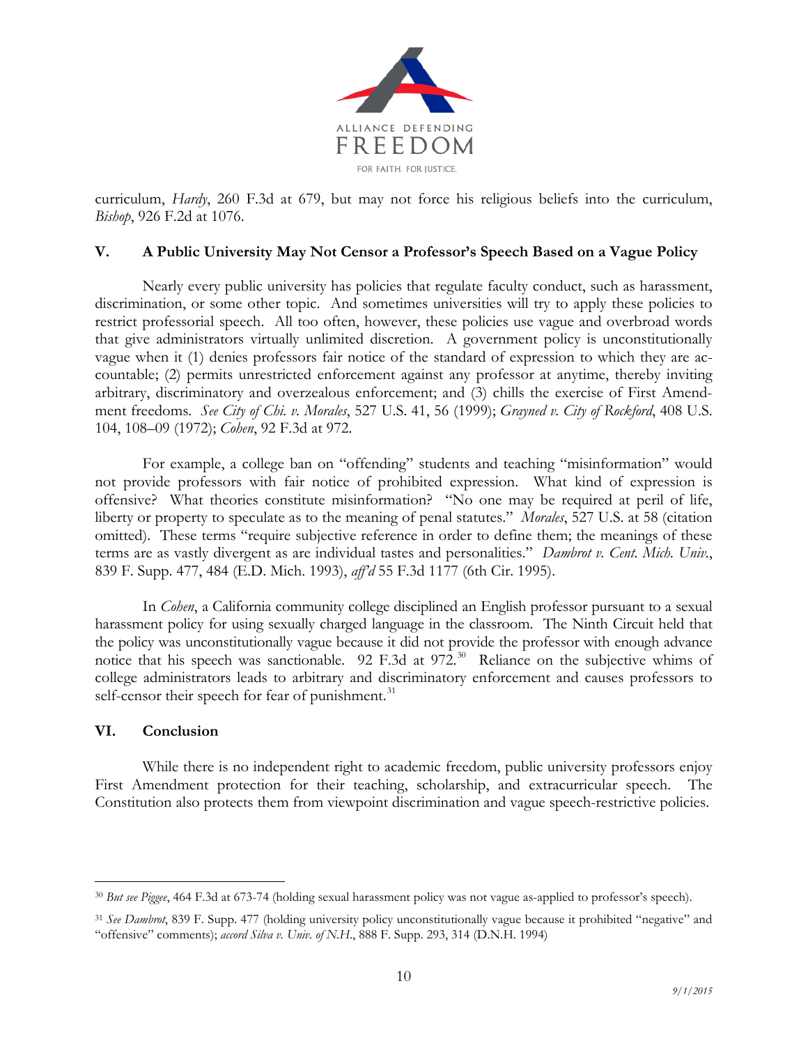curriculum, *Hardy*, 260 F.3d at 679, but may not force his religious beliefs into the curriculum, *Bishop*, 926 F.2d at 1076.

## V. A Public University May Not Censor a Professor's Speech Based on a Vague Policy

Nearly every public university has policies that regulate faculty conduct, such as harassment, discrimination, or some other topic. And sometimes universities will try to apply these policies to restrict professorial speech. All too often, however, these policies use vague and overbroad words that give administrators virtually unlimited discretion. A government policy is unconstitutionally vague when it (1) denies professors fair notice of the standard of expression to which they are accountable; (2) permits unrestricted enforcement against any professor at anytime, thereby inviting arbitrary, discriminatory and overzealous enforcement; and (3) chills the exercise of First Amendment freedoms. *See City of Chi. v. Morales*, 527 U.S. 41, 56 (1999); *Grayned v. City of Rockford*, 408 U.S. 104, 108–09 (1972); *Cohen*, 92 F.3d at 972.

For example, a college ban on "offending" students and teaching "misinformation" would not provide professors with fair notice of prohibited expression. What kind of expression is offensive? What theories constitute misinformation? "No one may be required at peril of life, liberty or property to speculate as to the meaning of penal statutes." *Morales*, 527 U.S. at 58 (citation omitted). These terms "require subjective reference in order to define them; the meanings of these terms are as vastly divergent as are individual tastes and personalities." *Dambrot v. Cent. Mich. Univ.*, 839 F. Supp. 477, 484 (E.D. Mich. 1993), *aff'd* 55 F.3d 1177 (6th Cir. 1995).

In *Cohen*, a California community college disciplined an English professor pursuant to a sexual harassment policy for using sexually charged language in the classroom. The Ninth Circuit held that the policy was unconstitutionally vague because it did not provide the professor with enough advance notice that his speech was sanctionable. 92 F.3d at 972.[30] Reliance on the subjective whims of college administrators leads to arbitrary and discriminatory enforcement and causes professors to self-censor their speech for fear of punishment.[31]

## VI. Conclusion

While there is no independent right to academic freedom, public university professors enjoy First Amendment protection for their teaching, scholarship, and extracurricular speech. The Constitution also protects them from viewpoint discrimination and vague speech-restrictive policies.

---

[30] *But see Piggee*, 464 F.3d at 673-74 (holding sexual harassment policy was not vague as-applied to professor's speech).

[31] *See Dambrot*, 839 F. Supp. 477 (holding university policy unconstitutionally vague because it prohibited "negative" and "offensive" comments); *accord Silva v. Univ. of N.H.*, 888 F. Supp. 293, 314 (D.N.H. 1994)